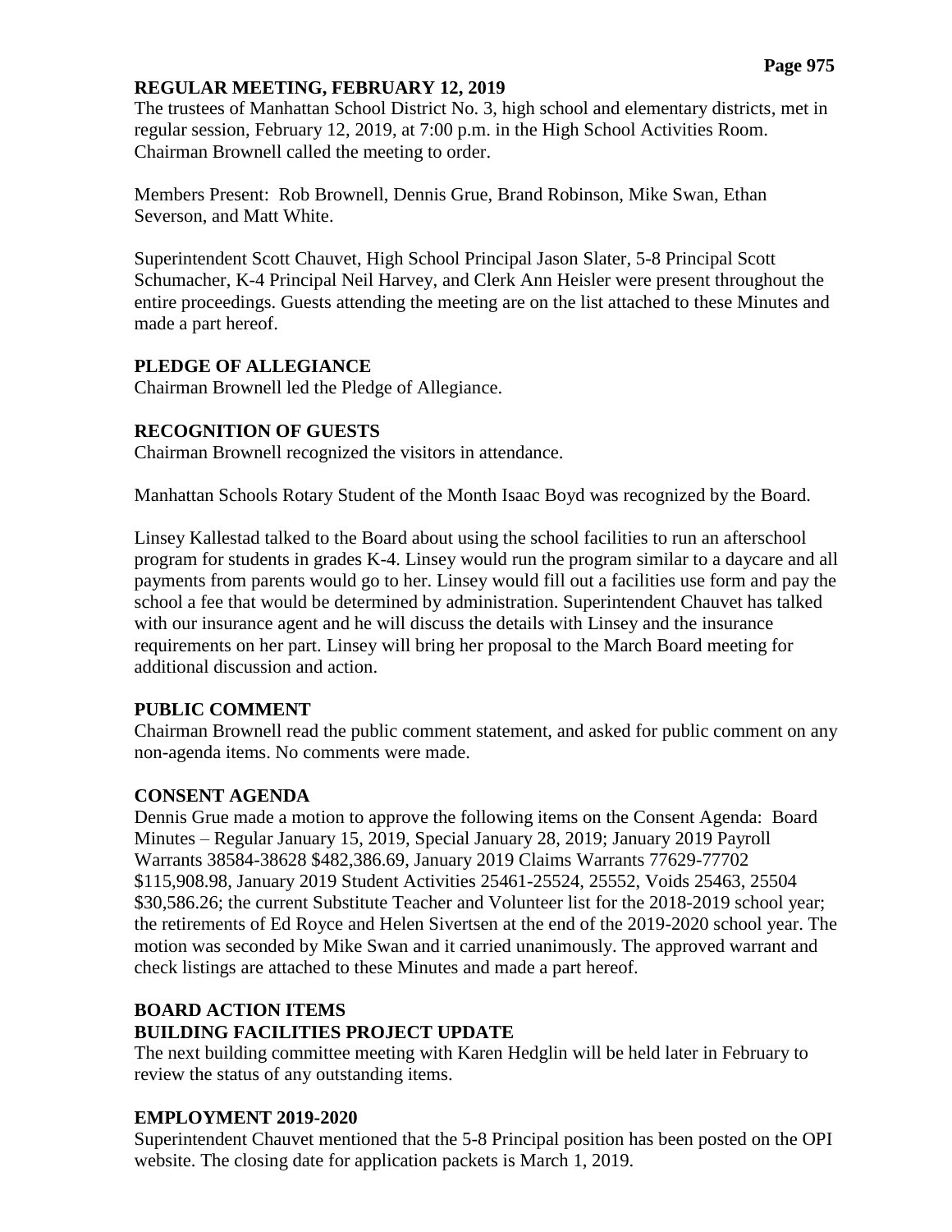## REGULAR MEETING, FEBRUARY 12, 2019

The trustees of Manhattan School District No. 3, high school and elementary districts, met in regular session, February 12, 2019, at 7:00 p.m. in the High School Activities Room. Chairman Brownell called the meeting to order.

Members Present: Rob Brownell, Dennis Grue, Brand Robinson, Mike Swan, Ethan Severson, and Matt White.

Superintendent Scott Chauvet, High School Principal Jason Slater, 5-8 Principal Scott Schumacher, K-4 Principal Neil Harvey, and Clerk Ann Heisler were present throughout the entire proceedings. Guests attending the meeting are on the list attached to these Minutes and made a part hereof.

### PLEDGE OF ALLEGIANCE

Chairman Brownell led the Pledge of Allegiance.

### RECOGNITION OF GUESTS

Chairman Brownell recognized the visitors in attendance.

Manhattan Schools Rotary Student of the Month Isaac Boyd was recognized by the Board.

Linsey Kallestad talked to the Board about using the school facilities to run an afterschool program for students in grades K-4. Linsey would run the program similar to a daycare and all payments from parents would go to her. Linsey would fill out a facilities use form and pay the school a fee that would be determined by administration. Superintendent Chauvet has talked with our insurance agent and he will discuss the details with Linsey and the insurance requirements on her part. Linsey will bring her proposal to the March Board meeting for additional discussion and action.

### PUBLIC COMMENT

Chairman Brownell read the public comment statement, and asked for public comment on any non-agenda items. No comments were made.

### CONSENT AGENDA

Dennis Grue made a motion to approve the following items on the Consent Agenda: Board Minutes – Regular January 15, 2019, Special January 28, 2019; January 2019 Payroll Warrants 38584-38628 $482,386.69, January 2019 Claims Warrants 77629-77702 $115,908.98, January 2019 Student Activities 25461-25524, 25552, Voids 25463, 25504 $30,586.26; the current Substitute Teacher and Volunteer list for the 2018-2019 school year; the retirements of Ed Royce and Helen Sivertsen at the end of the 2019-2020 school year. The motion was seconded by Mike Swan and it carried unanimously. The approved warrant and check listings are attached to these Minutes and made a part hereof.

### BOARD ACTION ITEMS

### BUILDING FACILITIES PROJECT UPDATE

The next building committee meeting with Karen Hedglin will be held later in February to review the status of any outstanding items.

### EMPLOYMENT 2019-2020

Superintendent Chauvet mentioned that the 5-8 Principal position has been posted on the OPI website. The closing date for application packets is March 1, 2019.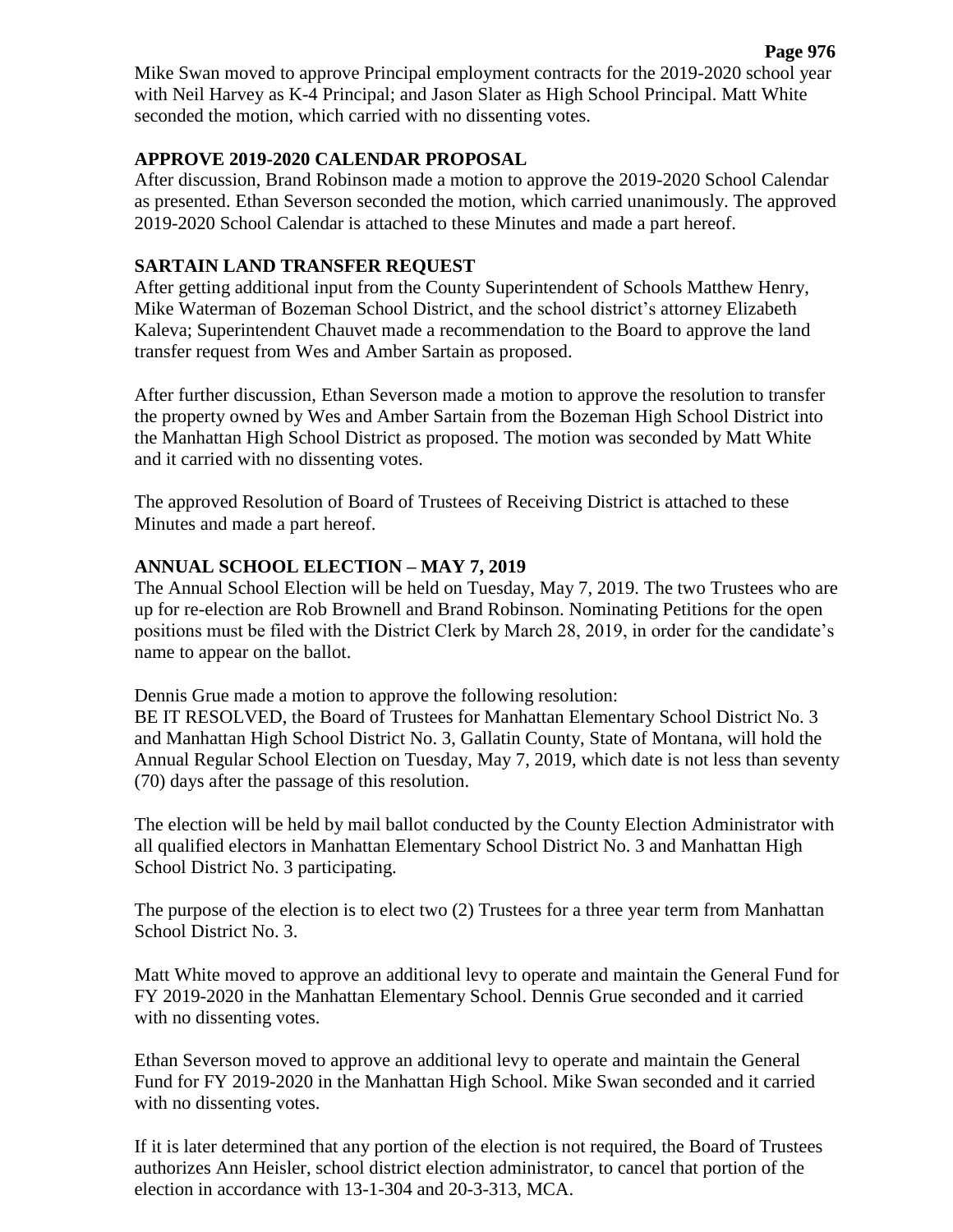Mike Swan moved to approve Principal employment contracts for the 2019-2020 school year with Neil Harvey as K-4 Principal; and Jason Slater as High School Principal. Matt White seconded the motion, which carried with no dissenting votes.

**APPROVE 2019-2020 CALENDAR PROPOSAL**

After discussion, Brand Robinson made a motion to approve the 2019-2020 School Calendar as presented. Ethan Severson seconded the motion, which carried unanimously. The approved 2019-2020 School Calendar is attached to these Minutes and made a part hereof.

**SARTAIN LAND TRANSFER REQUEST**

After getting additional input from the County Superintendent of Schools Matthew Henry, Mike Waterman of Bozeman School District, and the school district's attorney Elizabeth Kaleva; Superintendent Chauvet made a recommendation to the Board to approve the land transfer request from Wes and Amber Sartain as proposed.

After further discussion, Ethan Severson made a motion to approve the resolution to transfer the property owned by Wes and Amber Sartain from the Bozeman High School District into the Manhattan High School District as proposed. The motion was seconded by Matt White and it carried with no dissenting votes.

The approved Resolution of Board of Trustees of Receiving District is attached to these Minutes and made a part hereof.

**ANNUAL SCHOOL ELECTION – MAY 7, 2019**

The Annual School Election will be held on Tuesday, May 7, 2019. The two Trustees who are up for re-election are Rob Brownell and Brand Robinson. Nominating Petitions for the open positions must be filed with the District Clerk by March 28, 2019, in order for the candidate's name to appear on the ballot.

Dennis Grue made a motion to approve the following resolution:
BE IT RESOLVED, the Board of Trustees for Manhattan Elementary School District No. 3 and Manhattan High School District No. 3, Gallatin County, State of Montana, will hold the Annual Regular School Election on Tuesday, May 7, 2019, which date is not less than seventy (70) days after the passage of this resolution.

The election will be held by mail ballot conducted by the County Election Administrator with all qualified electors in Manhattan Elementary School District No. 3 and Manhattan High School District No. 3 participating.

The purpose of the election is to elect two (2) Trustees for a three year term from Manhattan School District No. 3.

Matt White moved to approve an additional levy to operate and maintain the General Fund for FY 2019-2020 in the Manhattan Elementary School. Dennis Grue seconded and it carried with no dissenting votes.

Ethan Severson moved to approve an additional levy to operate and maintain the General Fund for FY 2019-2020 in the Manhattan High School. Mike Swan seconded and it carried with no dissenting votes.

If it is later determined that any portion of the election is not required, the Board of Trustees authorizes Ann Heisler, school district election administrator, to cancel that portion of the election in accordance with 13-1-304 and 20-3-313, MCA.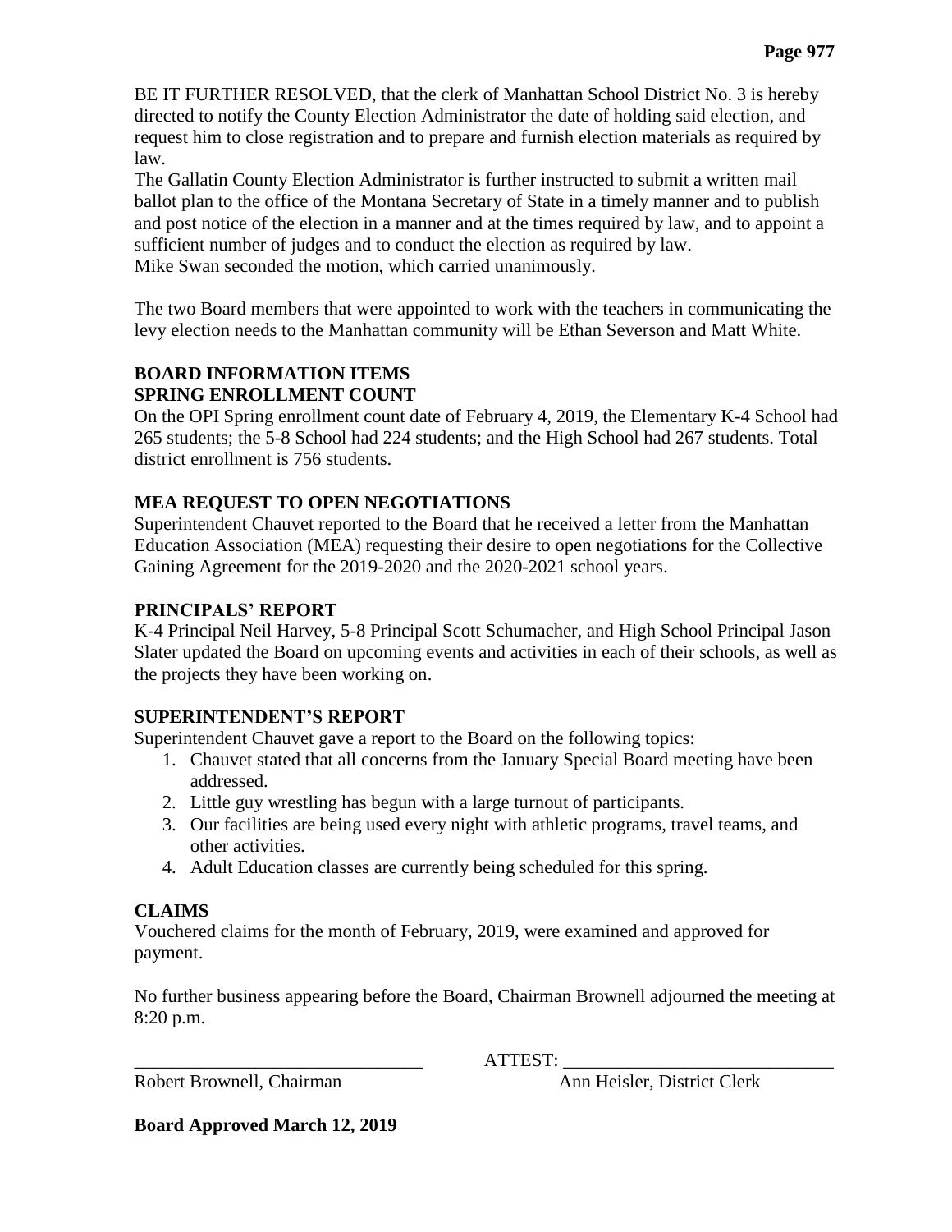BE IT FURTHER RESOLVED, that the clerk of Manhattan School District No. 3 is hereby directed to notify the County Election Administrator the date of holding said election, and request him to close registration and to prepare and furnish election materials as required by law.
The Gallatin County Election Administrator is further instructed to submit a written mail ballot plan to the office of the Montana Secretary of State in a timely manner and to publish and post notice of the election in a manner and at the times required by law, and to appoint a sufficient number of judges and to conduct the election as required by law.
Mike Swan seconded the motion, which carried unanimously.

The two Board members that were appointed to work with the teachers in communicating the levy election needs to the Manhattan community will be Ethan Severson and Matt White.

## BOARD INFORMATION ITEMS

### SPRING ENROLLMENT COUNT

On the OPI Spring enrollment count date of February 4, 2019, the Elementary K-4 School had 265 students; the 5-8 School had 224 students; and the High School had 267 students. Total district enrollment is 756 students.

### MEA REQUEST TO OPEN NEGOTIATIONS

Superintendent Chauvet reported to the Board that he received a letter from the Manhattan Education Association (MEA) requesting their desire to open negotiations for the Collective Gaining Agreement for the 2019-2020 and the 2020-2021 school years.

### PRINCIPALS' REPORT

K-4 Principal Neil Harvey, 5-8 Principal Scott Schumacher, and High School Principal Jason Slater updated the Board on upcoming events and activities in each of their schools, as well as the projects they have been working on.

### SUPERINTENDENT'S REPORT

Superintendent Chauvet gave a report to the Board on the following topics:

1. Chauvet stated that all concerns from the January Special Board meeting have been addressed.
2. Little guy wrestling has begun with a large turnout of participants.
3. Our facilities are being used every night with athletic programs, travel teams, and other activities.
4. Adult Education classes are currently being scheduled for this spring.

### CLAIMS

Vouchered claims for the month of February, 2019, were examined and approved for payment.

No further business appearing before the Board, Chairman Brownell adjourned the meeting at 8:20 p.m.

\_\_\_\_\_\_\_\_\_\_\_\_\_\_\_\_\_\_\_\_\_\_\_\_\_\_\_\_\_\_ ATTEST: \_\_\_\_\_\_\_\_\_\_\_\_\_\_\_\_\_\_\_\_\_\_\_\_\_\_\_\_\_\_

Robert Brownell, Chairman Ann Heisler, District Clerk

**Board Approved March 12, 2019**